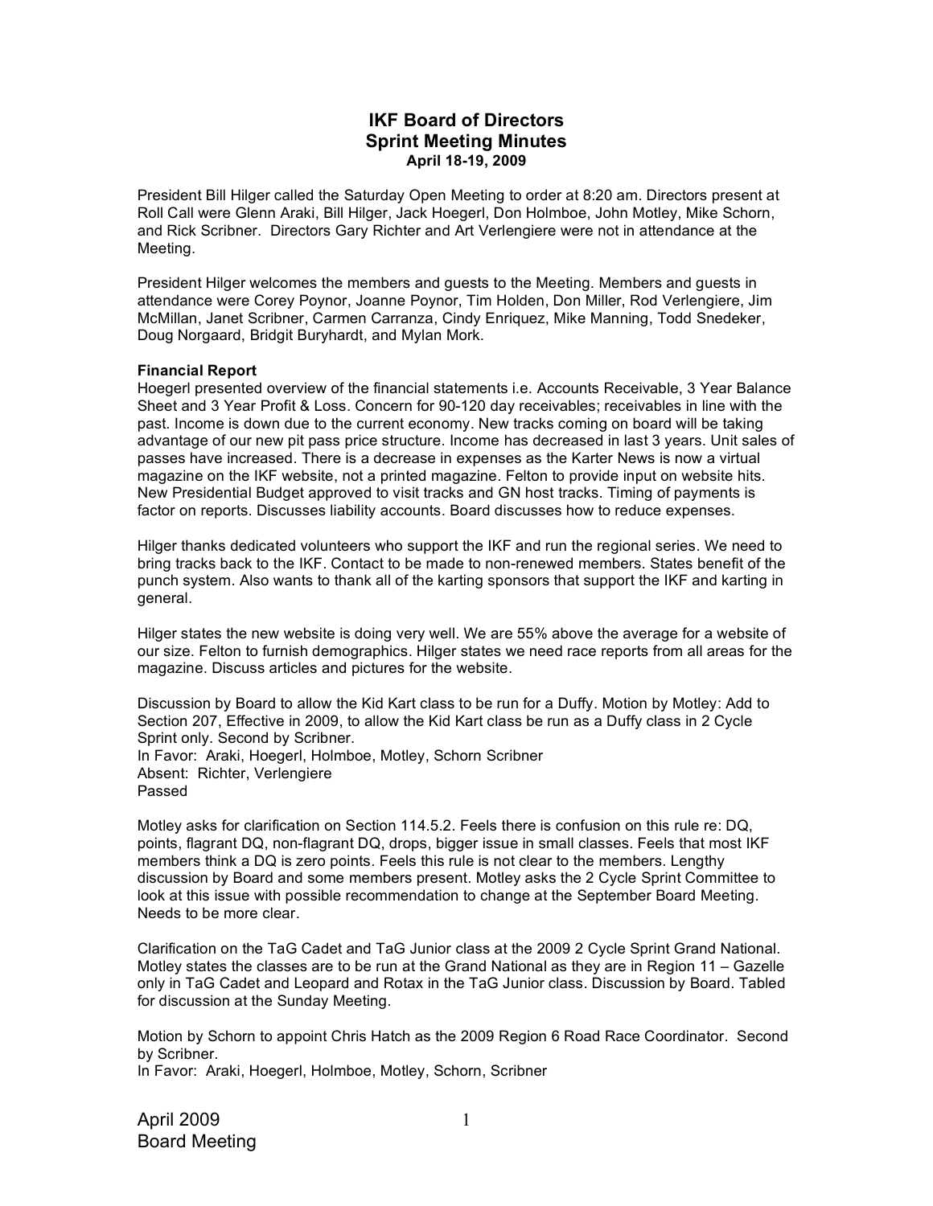# IKF Board of Directors
## Sprint Meeting Minutes
**April 18-19, 2009**

President Bill Hilger called the Saturday Open Meeting to order at 8:20 am. Directors present at Roll Call were Glenn Araki, Bill Hilger, Jack Hoegerl, Don Holmboe, John Motley, Mike Schorn, and Rick Scribner. Directors Gary Richter and Art Verlengiere were not in attendance at the Meeting.

President Hilger welcomes the members and guests to the Meeting. Members and guests in attendance were Corey Poynor, Joanne Poynor, Tim Holden, Don Miller, Rod Verlengiere, Jim McMillan, Janet Scribner, Carmen Carranza, Cindy Enriquez, Mike Manning, Todd Snedeker, Doug Norgaard, Bridgit Buryhardt, and Mylan Mork.

**Financial Report**
Hoegerl presented overview of the financial statements i.e. Accounts Receivable, 3 Year Balance Sheet and 3 Year Profit & Loss. Concern for 90-120 day receivables; receivables in line with the past. Income is down due to the current economy. New tracks coming on board will be taking advantage of our new pit pass price structure. Income has decreased in last 3 years. Unit sales of passes have increased. There is a decrease in expenses as the Karter News is now a virtual magazine on the IKF website, not a printed magazine. Felton to provide input on website hits. New Presidential Budget approved to visit tracks and GN host tracks. Timing of payments is factor on reports. Discusses liability accounts. Board discusses how to reduce expenses.

Hilger thanks dedicated volunteers who support the IKF and run the regional series. We need to bring tracks back to the IKF. Contact to be made to non-renewed members. States benefit of the punch system. Also wants to thank all of the karting sponsors that support the IKF and karting in general.

Hilger states the new website is doing very well. We are 55% above the average for a website of our size. Felton to furnish demographics. Hilger states we need race reports from all areas for the magazine. Discuss articles and pictures for the website.

Discussion by Board to allow the Kid Kart class to be run for a Duffy. Motion by Motley: Add to Section 207, Effective in 2009, to allow the Kid Kart class be run as a Duffy class in 2 Cycle Sprint only. Second by Scribner.
In Favor: Araki, Hoegerl, Holmboe, Motley, Schorn Scribner
Absent: Richter, Verlengiere
Passed

Motley asks for clarification on Section 114.5.2. Feels there is confusion on this rule re: DQ, points, flagrant DQ, non-flagrant DQ, drops, bigger issue in small classes. Feels that most IKF members think a DQ is zero points. Feels this rule is not clear to the members. Lengthy discussion by Board and some members present. Motley asks the 2 Cycle Sprint Committee to look at this issue with possible recommendation to change at the September Board Meeting. Needs to be more clear.

Clarification on the TaG Cadet and TaG Junior class at the 2009 2 Cycle Sprint Grand National. Motley states the classes are to be run at the Grand National as they are in Region 11 – Gazelle only in TaG Cadet and Leopard and Rotax in the TaG Junior class. Discussion by Board. Tabled for discussion at the Sunday Meeting.

Motion by Schorn to appoint Chris Hatch as the 2009 Region 6 Road Race Coordinator. Second by Scribner.
In Favor: Araki, Hoegerl, Holmboe, Motley, Schorn, Scribner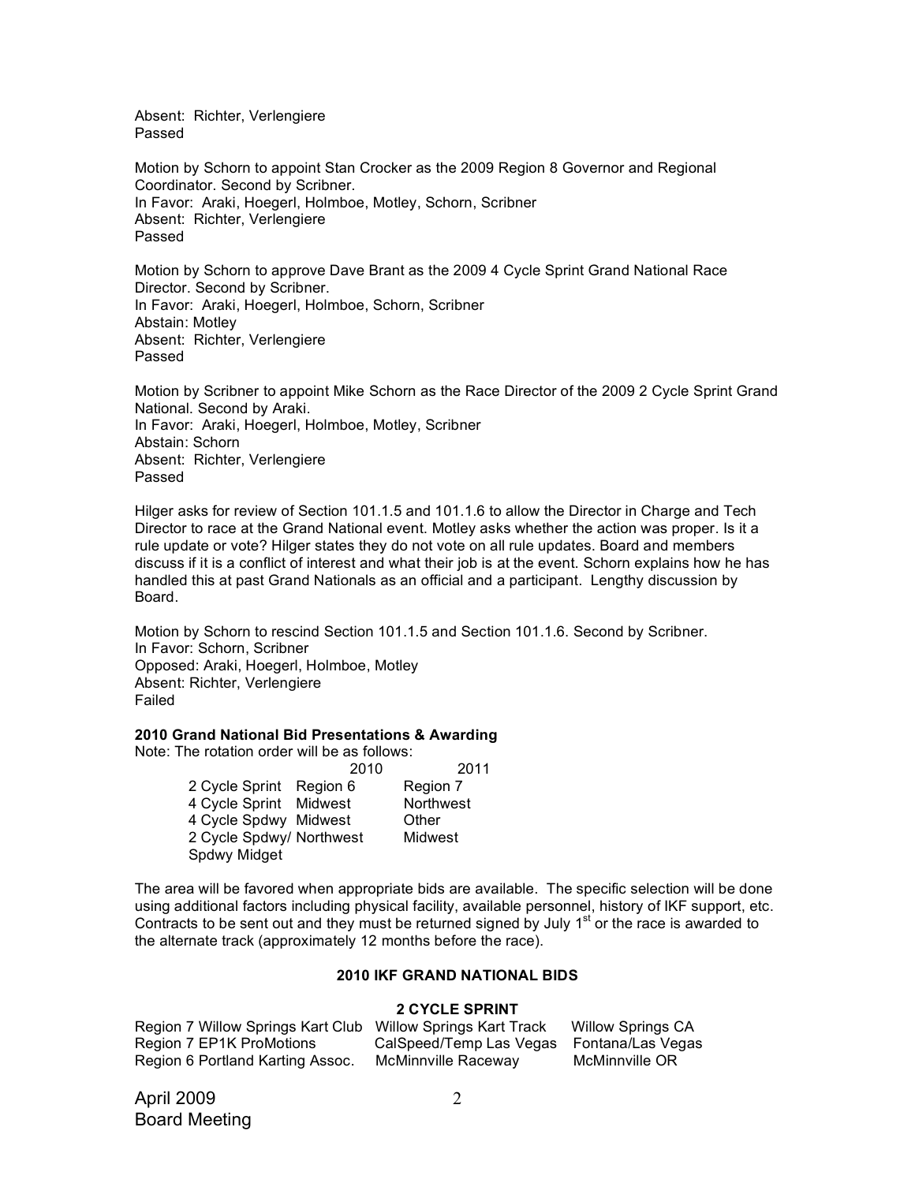Absent: Richter, Verlengiere
Passed

Motion by Schorn to appoint Stan Crocker as the 2009 Region 8 Governor and Regional Coordinator. Second by Scribner.
In Favor: Araki, Hoegerl, Holmboe, Motley, Schorn, Scribner
Absent: Richter, Verlengiere
Passed

Motion by Schorn to approve Dave Brant as the 2009 4 Cycle Sprint Grand National Race Director. Second by Scribner.
In Favor: Araki, Hoegerl, Holmboe, Schorn, Scribner
Abstain: Motley
Absent: Richter, Verlengiere
Passed

Motion by Scribner to appoint Mike Schorn as the Race Director of the 2009 2 Cycle Sprint Grand National. Second by Araki.
In Favor: Araki, Hoegerl, Holmboe, Motley, Scribner
Abstain: Schorn
Absent: Richter, Verlengiere
Passed

Hilger asks for review of Section 101.1.5 and 101.1.6 to allow the Director in Charge and Tech Director to race at the Grand National event. Motley asks whether the action was proper. Is it a rule update or vote? Hilger states they do not vote on all rule updates. Board and members discuss if it is a conflict of interest and what their job is at the event. Schorn explains how he has handled this at past Grand Nationals as an official and a participant. Lengthy discussion by Board.

Motion by Schorn to rescind Section 101.1.5 and Section 101.1.6. Second by Scribner.
In Favor: Schorn, Scribner
Opposed: Araki, Hoegerl, Holmboe, Motley
Absent: Richter, Verlengiere
Failed

**2010 Grand National Bid Presentations & Awarding**

Note: The rotation order will be as follows:

| | 2010 | 2011 |
|---|---|---|
| 2 Cycle Sprint | Region 6 | Region 7 |
| 4 Cycle Sprint | Midwest | Northwest |
| 4 Cycle Spdwy | Midwest | Other |
| 2 Cycle Spdwy/ Spdwy Midget | Northwest | Midwest |

The area will be favored when appropriate bids are available. The specific selection will be done using additional factors including physical facility, available personnel, history of IKF support, etc. Contracts to be sent out and they must be returned signed by July 1st or the race is awarded to the alternate track (approximately 12 months before the race).

**2010 IKF GRAND NATIONAL BIDS**

**2 CYCLE SPRINT**

| | | |
|---|---|---|
| Region 7 Willow Springs Kart Club | Willow Springs Kart Track | Willow Springs CA |
| Region 7 EP1K ProMotions | CalSpeed/Temp Las Vegas | Fontana/Las Vegas |
| Region 6 Portland Karting Assoc. | McMinnville Raceway | McMinnville OR |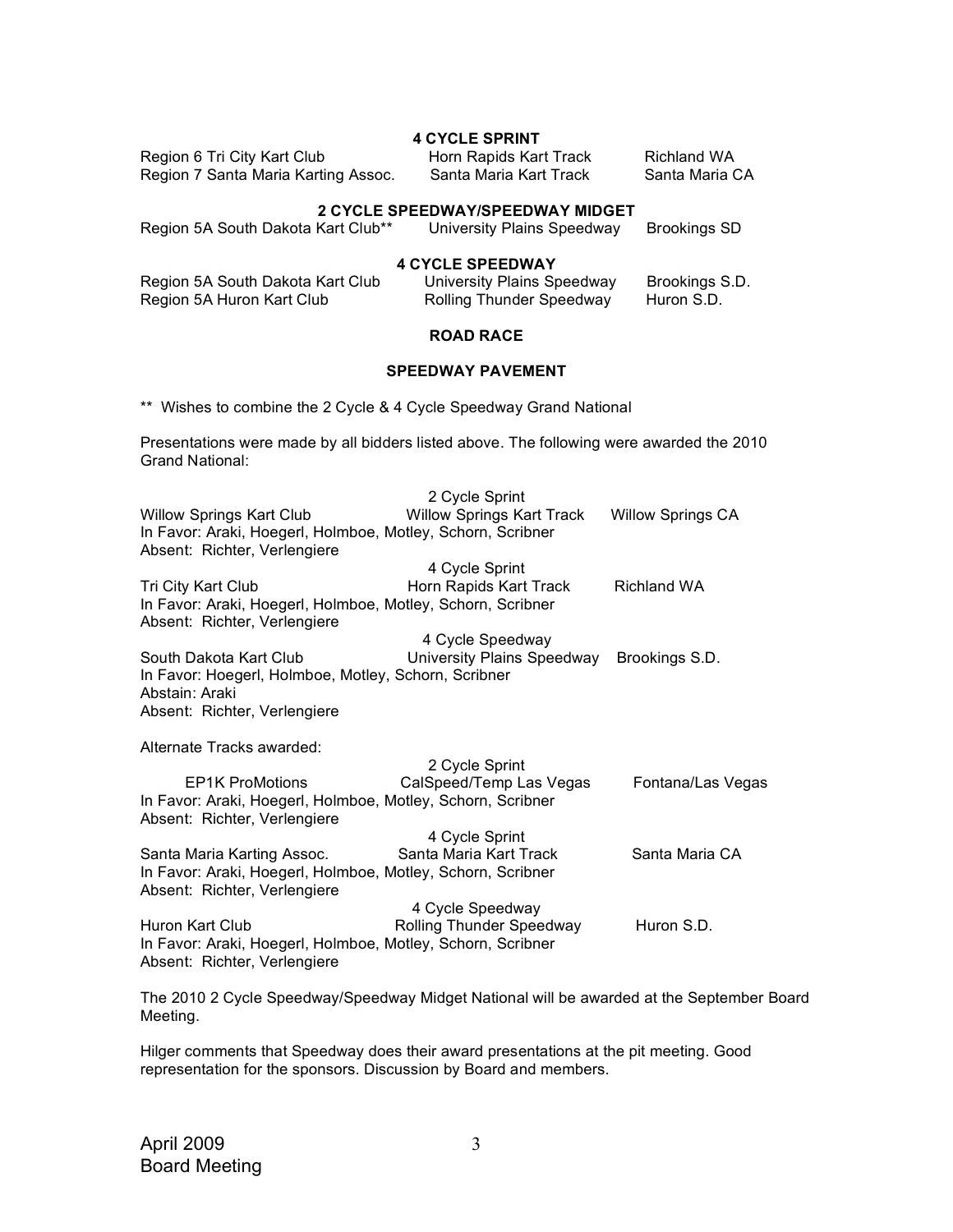**4 CYCLE SPRINT**

| | | |
|---|---|---|
| Region 6 Tri City Kart Club | Horn Rapids Kart Track | Richland WA |
| Region 7 Santa Maria Karting Assoc. | Santa Maria Kart Track | Santa Maria CA |

**2 CYCLE SPEEDWAY/SPEEDWAY MIDGET**

| | | |
|---|---|---|
| Region 5A South Dakota Kart Club** | University Plains Speedway | Brookings SD |

**4 CYCLE SPEEDWAY**

| | | |
|---|---|---|
| Region 5A South Dakota Kart Club | University Plains Speedway | Brookings S.D. |
| Region 5A Huron Kart Club | Rolling Thunder Speedway | Huron S.D. |

**ROAD RACE**

**SPEEDWAY PAVEMENT**

** Wishes to combine the 2 Cycle & 4 Cycle Speedway Grand National

Presentations were made by all bidders listed above. The following were awarded the 2010 Grand National:

2 Cycle Sprint
Willow Springs Kart Club — Willow Springs Kart Track — Willow Springs CA
In Favor: Araki, Hoegerl, Holmboe, Motley, Schorn, Scribner
Absent: Richter, Verlengiere

4 Cycle Sprint
Tri City Kart Club — Horn Rapids Kart Track — Richland WA
In Favor: Araki, Hoegerl, Holmboe, Motley, Schorn, Scribner
Absent: Richter, Verlengiere

4 Cycle Speedway
South Dakota Kart Club — University Plains Speedway — Brookings S.D.
In Favor: Hoegerl, Holmboe, Motley, Schorn, Scribner
Abstain: Araki
Absent: Richter, Verlengiere

Alternate Tracks awarded:

2 Cycle Sprint
EP1K ProMotions — CalSpeed/Temp Las Vegas — Fontana/Las Vegas
In Favor: Araki, Hoegerl, Holmboe, Motley, Schorn, Scribner
Absent: Richter, Verlengiere

4 Cycle Sprint
Santa Maria Karting Assoc. — Santa Maria Kart Track — Santa Maria CA
In Favor: Araki, Hoegerl, Holmboe, Motley, Schorn, Scribner
Absent: Richter, Verlengiere

4 Cycle Speedway
Huron Kart Club — Rolling Thunder Speedway — Huron S.D.
In Favor: Araki, Hoegerl, Holmboe, Motley, Schorn, Scribner
Absent: Richter, Verlengiere

The 2010 2 Cycle Speedway/Speedway Midget National will be awarded at the September Board Meeting.

Hilger comments that Speedway does their award presentations at the pit meeting. Good representation for the sponsors. Discussion by Board and members.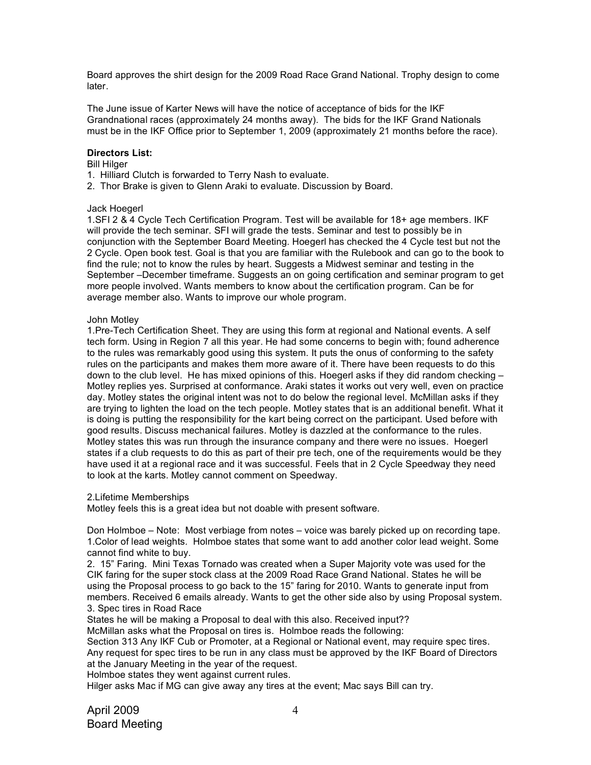Board approves the shirt design for the 2009 Road Race Grand National. Trophy design to come later.

The June issue of Karter News will have the notice of acceptance of bids for the IKF Grandnational races (approximately 24 months away). The bids for the IKF Grand Nationals must be in the IKF Office prior to September 1, 2009 (approximately 21 months before the race).

**Directors List:**

Bill Hilger

1. Hilliard Clutch is forwarded to Terry Nash to evaluate.
2. Thor Brake is given to Glenn Araki to evaluate. Discussion by Board.

Jack Hoegerl

1.SFI 2 & 4 Cycle Tech Certification Program. Test will be available for 18+ age members. IKF will provide the tech seminar. SFI will grade the tests. Seminar and test to possibly be in conjunction with the September Board Meeting. Hoegerl has checked the 4 Cycle test but not the 2 Cycle. Open book test. Goal is that you are familiar with the Rulebook and can go to the book to find the rule; not to know the rules by heart. Suggests a Midwest seminar and testing in the September –December timeframe. Suggests an on going certification and seminar program to get more people involved. Wants members to know about the certification program. Can be for average member also. Wants to improve our whole program.

John Motley

1.Pre-Tech Certification Sheet. They are using this form at regional and National events. A self tech form. Using in Region 7 all this year. He had some concerns to begin with; found adherence to the rules was remarkably good using this system. It puts the onus of conforming to the safety rules on the participants and makes them more aware of it. There have been requests to do this down to the club level. He has mixed opinions of this. Hoegerl asks if they did random checking – Motley replies yes. Surprised at conformance. Araki states it works out very well, even on practice day. Motley states the original intent was not to do below the regional level. McMillan asks if they are trying to lighten the load on the tech people. Motley states that is an additional benefit. What it is doing is putting the responsibility for the kart being correct on the participant. Used before with good results. Discuss mechanical failures. Motley is dazzled at the conformance to the rules. Motley states this was run through the insurance company and there were no issues. Hoegerl states if a club requests to do this as part of their pre tech, one of the requirements would be they have used it at a regional race and it was successful. Feels that in 2 Cycle Speedway they need to look at the karts. Motley cannot comment on Speedway.

2.Lifetime Memberships

Motley feels this is a great idea but not doable with present software.

Don Holmboe – Note: Most verbiage from notes – voice was barely picked up on recording tape.

1.Color of lead weights. Holmboe states that some want to add another color lead weight. Some cannot find white to buy.

2. 15" Faring. Mini Texas Tornado was created when a Super Majority vote was used for the CIK faring for the super stock class at the 2009 Road Race Grand National. States he will be using the Proposal process to go back to the 15" faring for 2010. Wants to generate input from members. Received 6 emails already. Wants to get the other side also by using Proposal system.

3. Spec tires in Road Race

States he will be making a Proposal to deal with this also. Received input??

McMillan asks what the Proposal on tires is. Holmboe reads the following:

Section 313 Any IKF Cub or Promoter, at a Regional or National event, may require spec tires. Any request for spec tires to be run in any class must be approved by the IKF Board of Directors at the January Meeting in the year of the request.

Holmboe states they went against current rules.

Hilger asks Mac if MG can give away any tires at the event; Mac says Bill can try.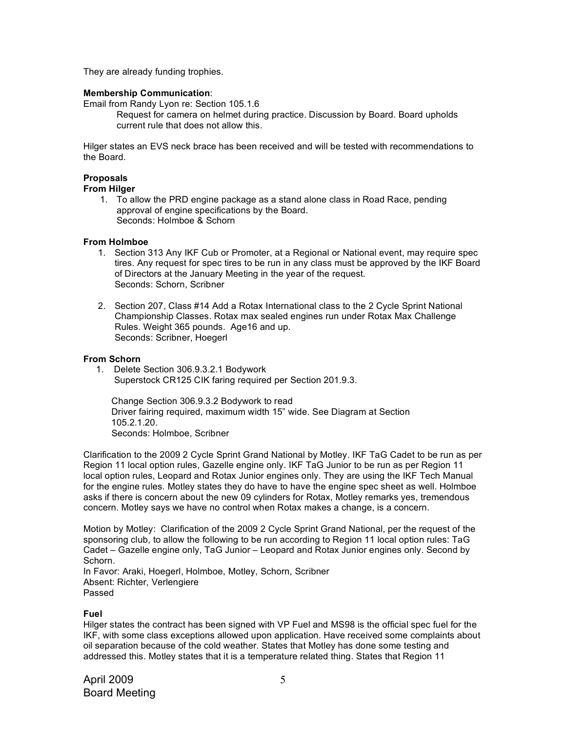They are already funding trophies.

**Membership Communication**:

Email from Randy Lyon re: Section 105.1.6

> Request for camera on helmet during practice. Discussion by Board. Board upholds current rule that does not allow this.

Hilger states an EVS neck brace has been received and will be tested with recommendations to the Board.

**Proposals**

**From Hilger**

1. To allow the PRD engine package as a stand alone class in Road Race, pending approval of engine specifications by the Board.
   Seconds: Holmboe & Schorn

**From Holmboe**

1. Section 313 Any IKF Cub or Promoter, at a Regional or National event, may require spec tires. Any request for spec tires to be run in any class must be approved by the IKF Board of Directors at the January Meeting in the year of the request.
   Seconds: Schorn, Scribner

2. Section 207, Class #14 Add a Rotax International class to the 2 Cycle Sprint National Championship Classes. Rotax max sealed engines run under Rotax Max Challenge Rules. Weight 365 pounds. Age16 and up.
   Seconds: Scribner, Hoegerl

**From Schorn**

1. Delete Section 306.9.3.2.1 Bodywork
   Superstock CR125 CIK faring required per Section 201.9.3.

   Change Section 306.9.3.2 Bodywork to read
   Driver fairing required, maximum width 15" wide. See Diagram at Section 105.2.1.20.
   Seconds: Holmboe, Scribner

Clarification to the 2009 2 Cycle Sprint Grand National by Motley. IKF TaG Cadet to be run as per Region 11 local option rules, Gazelle engine only. IKF TaG Junior to be run as per Region 11 local option rules, Leopard and Rotax Junior engines only. They are using the IKF Tech Manual for the engine rules. Motley states they do have to have the engine spec sheet as well. Holmboe asks if there is concern about the new 09 cylinders for Rotax, Motley remarks yes, tremendous concern. Motley says we have no control when Rotax makes a change, is a concern.

Motion by Motley: Clarification of the 2009 2 Cycle Sprint Grand National, per the request of the sponsoring club, to allow the following to be run according to Region 11 local option rules: TaG Cadet – Gazelle engine only, TaG Junior – Leopard and Rotax Junior engines only. Second by Schorn.
In Favor: Araki, Hoegerl, Holmboe, Motley, Schorn, Scribner
Absent: Richter, Verlengiere
Passed

**Fuel**

Hilger states the contract has been signed with VP Fuel and MS98 is the official spec fuel for the IKF, with some class exceptions allowed upon application. Have received some complaints about oil separation because of the cold weather. States that Motley has done some testing and addressed this. Motley states that it is a temperature related thing. States that Region 11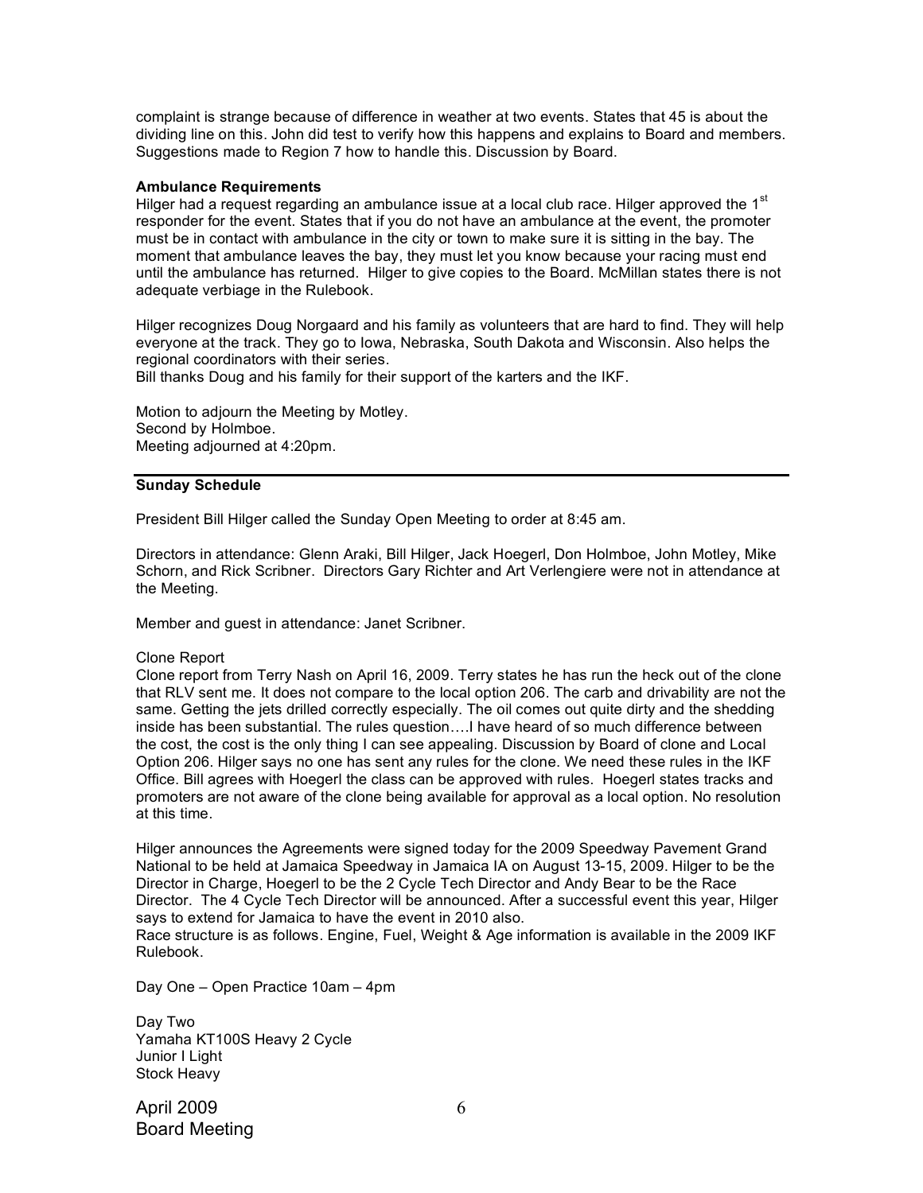complaint is strange because of difference in weather at two events. States that 45 is about the dividing line on this. John did test to verify how this happens and explains to Board and members. Suggestions made to Region 7 how to handle this. Discussion by Board.

**Ambulance Requirements**

Hilger had a request regarding an ambulance issue at a local club race. Hilger approved the 1st responder for the event. States that if you do not have an ambulance at the event, the promoter must be in contact with ambulance in the city or town to make sure it is sitting in the bay. The moment that ambulance leaves the bay, they must let you know because your racing must end until the ambulance has returned. Hilger to give copies to the Board. McMillan states there is not adequate verbiage in the Rulebook.

Hilger recognizes Doug Norgaard and his family as volunteers that are hard to find. They will help everyone at the track. They go to Iowa, Nebraska, South Dakota and Wisconsin. Also helps the regional coordinators with their series.
Bill thanks Doug and his family for their support of the karters and the IKF.

Motion to adjourn the Meeting by Motley.
Second by Holmboe.
Meeting adjourned at 4:20pm.

---

**Sunday Schedule**

President Bill Hilger called the Sunday Open Meeting to order at 8:45 am.

Directors in attendance: Glenn Araki, Bill Hilger, Jack Hoegerl, Don Holmboe, John Motley, Mike Schorn, and Rick Scribner. Directors Gary Richter and Art Verlengiere were not in attendance at the Meeting.

Member and guest in attendance: Janet Scribner.

Clone Report
Clone report from Terry Nash on April 16, 2009. Terry states he has run the heck out of the clone that RLV sent me. It does not compare to the local option 206. The carb and drivability are not the same. Getting the jets drilled correctly especially. The oil comes out quite dirty and the shedding inside has been substantial. The rules question….I have heard of so much difference between the cost, the cost is the only thing I can see appealing. Discussion by Board of clone and Local Option 206. Hilger says no one has sent any rules for the clone. We need these rules in the IKF Office. Bill agrees with Hoegerl the class can be approved with rules. Hoegerl states tracks and promoters are not aware of the clone being available for approval as a local option. No resolution at this time.

Hilger announces the Agreements were signed today for the 2009 Speedway Pavement Grand National to be held at Jamaica Speedway in Jamaica IA on August 13-15, 2009. Hilger to be the Director in Charge, Hoegerl to be the 2 Cycle Tech Director and Andy Bear to be the Race Director. The 4 Cycle Tech Director will be announced. After a successful event this year, Hilger says to extend for Jamaica to have the event in 2010 also.
Race structure is as follows. Engine, Fuel, Weight & Age information is available in the 2009 IKF Rulebook.

Day One – Open Practice 10am – 4pm

Day Two
Yamaha KT100S Heavy 2 Cycle
Junior I Light
Stock Heavy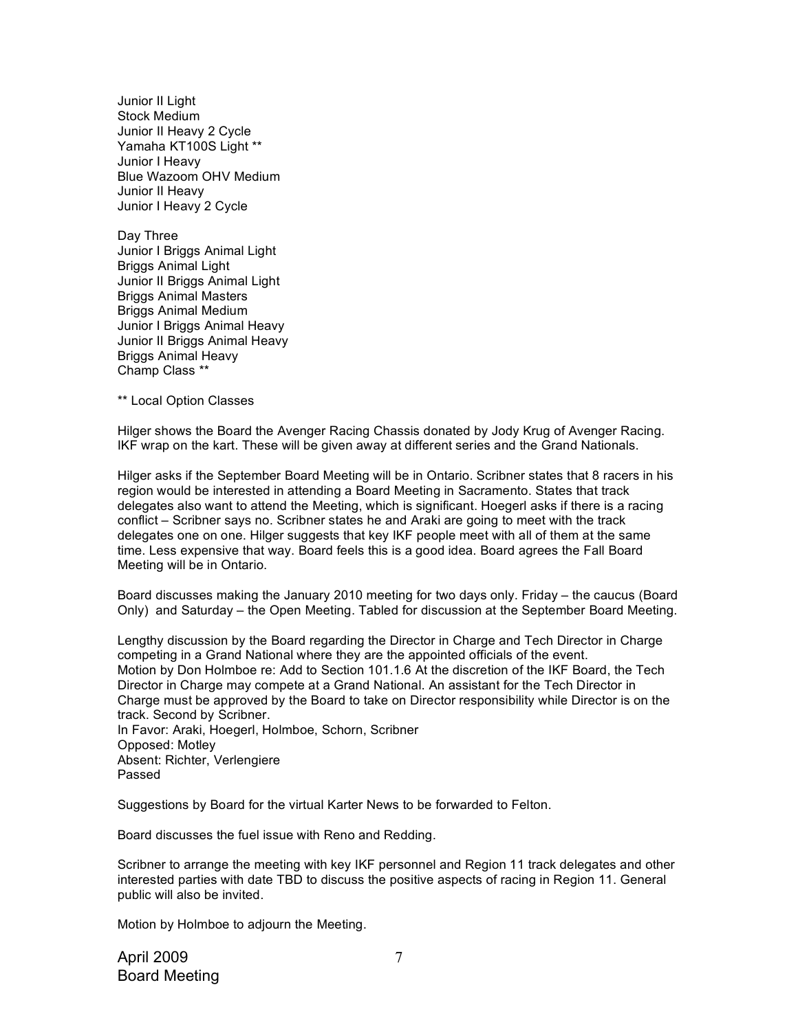Junior II Light
Stock Medium
Junior II Heavy 2 Cycle
Yamaha KT100S Light **
Junior I Heavy
Blue Wazoom OHV Medium
Junior II Heavy
Junior I Heavy 2 Cycle

Day Three
Junior I Briggs Animal Light
Briggs Animal Light
Junior II Briggs Animal Light
Briggs Animal Masters
Briggs Animal Medium
Junior I Briggs Animal Heavy
Junior II Briggs Animal Heavy
Briggs Animal Heavy
Champ Class **

** Local Option Classes

Hilger shows the Board the Avenger Racing Chassis donated by Jody Krug of Avenger Racing. IKF wrap on the kart. These will be given away at different series and the Grand Nationals.

Hilger asks if the September Board Meeting will be in Ontario. Scribner states that 8 racers in his region would be interested in attending a Board Meeting in Sacramento. States that track delegates also want to attend the Meeting, which is significant. Hoegerl asks if there is a racing conflict – Scribner says no. Scribner states he and Araki are going to meet with the track delegates one on one. Hilger suggests that key IKF people meet with all of them at the same time. Less expensive that way. Board feels this is a good idea. Board agrees the Fall Board Meeting will be in Ontario.

Board discusses making the January 2010 meeting for two days only. Friday – the caucus (Board Only) and Saturday – the Open Meeting. Tabled for discussion at the September Board Meeting.

Lengthy discussion by the Board regarding the Director in Charge and Tech Director in Charge competing in a Grand National where they are the appointed officials of the event.
Motion by Don Holmboe re: Add to Section 101.1.6 At the discretion of the IKF Board, the Tech Director in Charge may compete at a Grand National. An assistant for the Tech Director in Charge must be approved by the Board to take on Director responsibility while Director is on the track. Second by Scribner.
In Favor: Araki, Hoegerl, Holmboe, Schorn, Scribner
Opposed: Motley
Absent: Richter, Verlengiere
Passed

Suggestions by Board for the virtual Karter News to be forwarded to Felton.

Board discusses the fuel issue with Reno and Redding.

Scribner to arrange the meeting with key IKF personnel and Region 11 track delegates and other interested parties with date TBD to discuss the positive aspects of racing in Region 11. General public will also be invited.

Motion by Holmboe to adjourn the Meeting.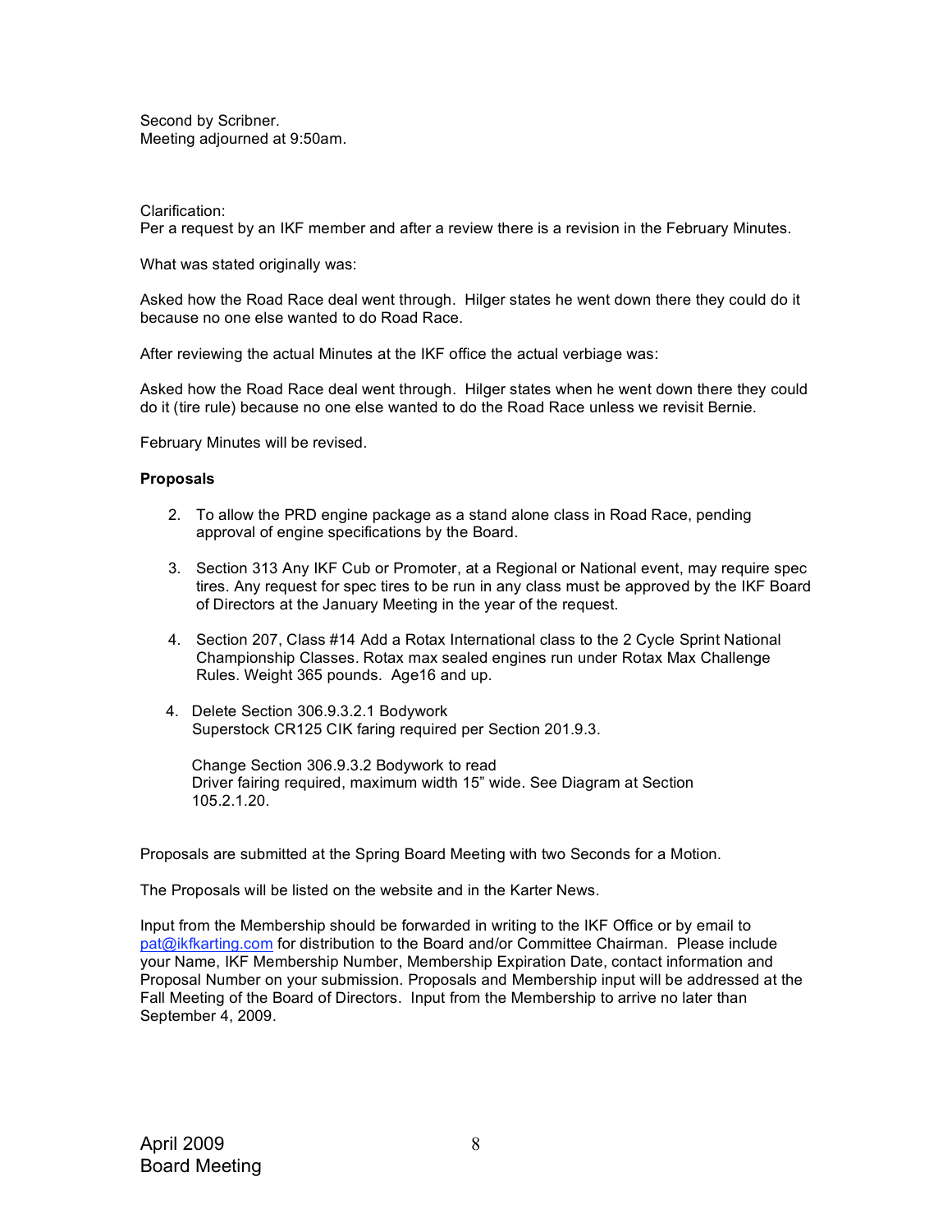Second by Scribner.
Meeting adjourned at 9:50am.

Clarification:
Per a request by an IKF member and after a review there is a revision in the February Minutes.

What was stated originally was:

Asked how the Road Race deal went through. Hilger states he went down there they could do it because no one else wanted to do Road Race.

After reviewing the actual Minutes at the IKF office the actual verbiage was:

Asked how the Road Race deal went through. Hilger states when he went down there they could do it (tire rule) because no one else wanted to do the Road Race unless we revisit Bernie.

February Minutes will be revised.

**Proposals**

2. To allow the PRD engine package as a stand alone class in Road Race, pending approval of engine specifications by the Board.

3. Section 313 Any IKF Cub or Promoter, at a Regional or National event, may require spec tires. Any request for spec tires to be run in any class must be approved by the IKF Board of Directors at the January Meeting in the year of the request.

4. Section 207, Class #14 Add a Rotax International class to the 2 Cycle Sprint National Championship Classes. Rotax max sealed engines run under Rotax Max Challenge Rules. Weight 365 pounds. Age16 and up.

4. Delete Section 306.9.3.2.1 Bodywork
   Superstock CR125 CIK faring required per Section 201.9.3.

   Change Section 306.9.3.2 Bodywork to read
   Driver fairing required, maximum width 15" wide. See Diagram at Section 105.2.1.20.

Proposals are submitted at the Spring Board Meeting with two Seconds for a Motion.

The Proposals will be listed on the website and in the Karter News.

Input from the Membership should be forwarded in writing to the IKF Office or by email to pat@ikfkarting.com for distribution to the Board and/or Committee Chairman. Please include your Name, IKF Membership Number, Membership Expiration Date, contact information and Proposal Number on your submission. Proposals and Membership input will be addressed at the Fall Meeting of the Board of Directors. Input from the Membership to arrive no later than September 4, 2009.